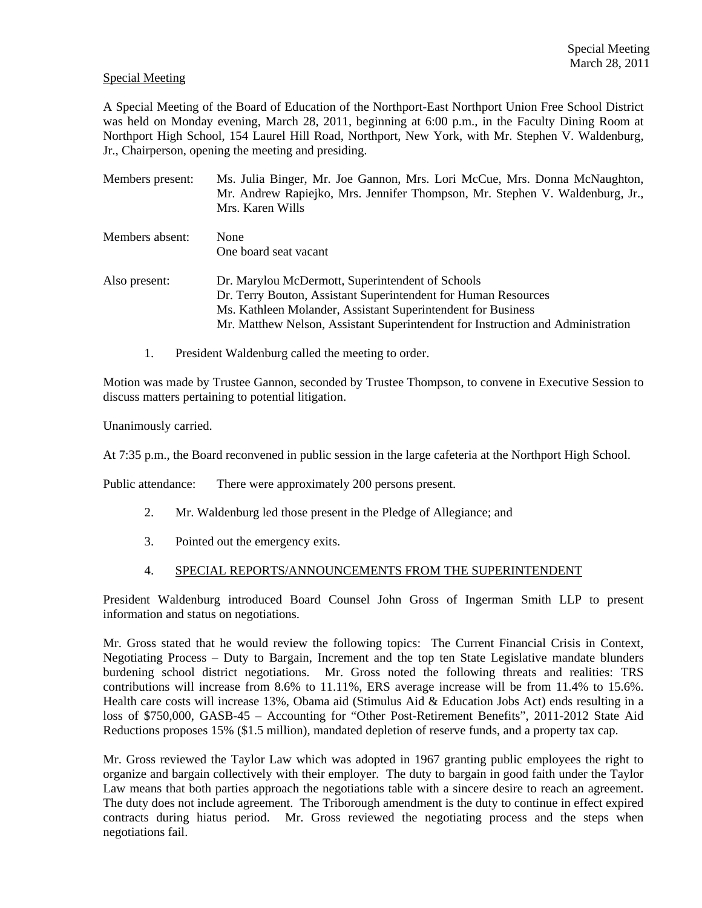Special Meeting

A Special Meeting of the Board of Education of the Northport-East Northport Union Free School District was held on Monday evening, March 28, 2011, beginning at 6:00 p.m., in the Faculty Dining Room at Northport High School, 154 Laurel Hill Road, Northport, New York, with Mr. Stephen V. Waldenburg, Jr., Chairperson, opening the meeting and presiding.

Members present: Ms. Julia Binger, Mr. Joe Gannon, Mrs. Lori McCue, Mrs. Donna McNaughton, Mr. Andrew Rapiejko, Mrs. Jennifer Thompson, Mr. Stephen V. Waldenburg, Jr., Mrs. Karen Wills

Members absent: None
One board seat vacant

Also present: Dr. Marylou McDermott, Superintendent of Schools
Dr. Terry Bouton, Assistant Superintendent for Human Resources
Ms. Kathleen Molander, Assistant Superintendent for Business
Mr. Matthew Nelson, Assistant Superintendent for Instruction and Administration

1. President Waldenburg called the meeting to order.

Motion was made by Trustee Gannon, seconded by Trustee Thompson, to convene in Executive Session to discuss matters pertaining to potential litigation.

Unanimously carried.

At 7:35 p.m., the Board reconvened in public session in the large cafeteria at the Northport High School.

Public attendance: There were approximately 200 persons present.

2. Mr. Waldenburg led those present in the Pledge of Allegiance; and

3. Pointed out the emergency exits.

4. SPECIAL REPORTS/ANNOUNCEMENTS FROM THE SUPERINTENDENT

President Waldenburg introduced Board Counsel John Gross of Ingerman Smith LLP to present information and status on negotiations.

Mr. Gross stated that he would review the following topics: The Current Financial Crisis in Context, Negotiating Process – Duty to Bargain, Increment and the top ten State Legislative mandate blunders burdening school district negotiations. Mr. Gross noted the following threats and realities: TRS contributions will increase from 8.6% to 11.11%, ERS average increase will be from 11.4% to 15.6%. Health care costs will increase 13%, Obama aid (Stimulus Aid & Education Jobs Act) ends resulting in a loss of $750,000, GASB-45 – Accounting for "Other Post-Retirement Benefits", 2011-2012 State Aid Reductions proposes 15% ($1.5 million), mandated depletion of reserve funds, and a property tax cap.

Mr. Gross reviewed the Taylor Law which was adopted in 1967 granting public employees the right to organize and bargain collectively with their employer. The duty to bargain in good faith under the Taylor Law means that both parties approach the negotiations table with a sincere desire to reach an agreement. The duty does not include agreement. The Triborough amendment is the duty to continue in effect expired contracts during hiatus period. Mr. Gross reviewed the negotiating process and the steps when negotiations fail.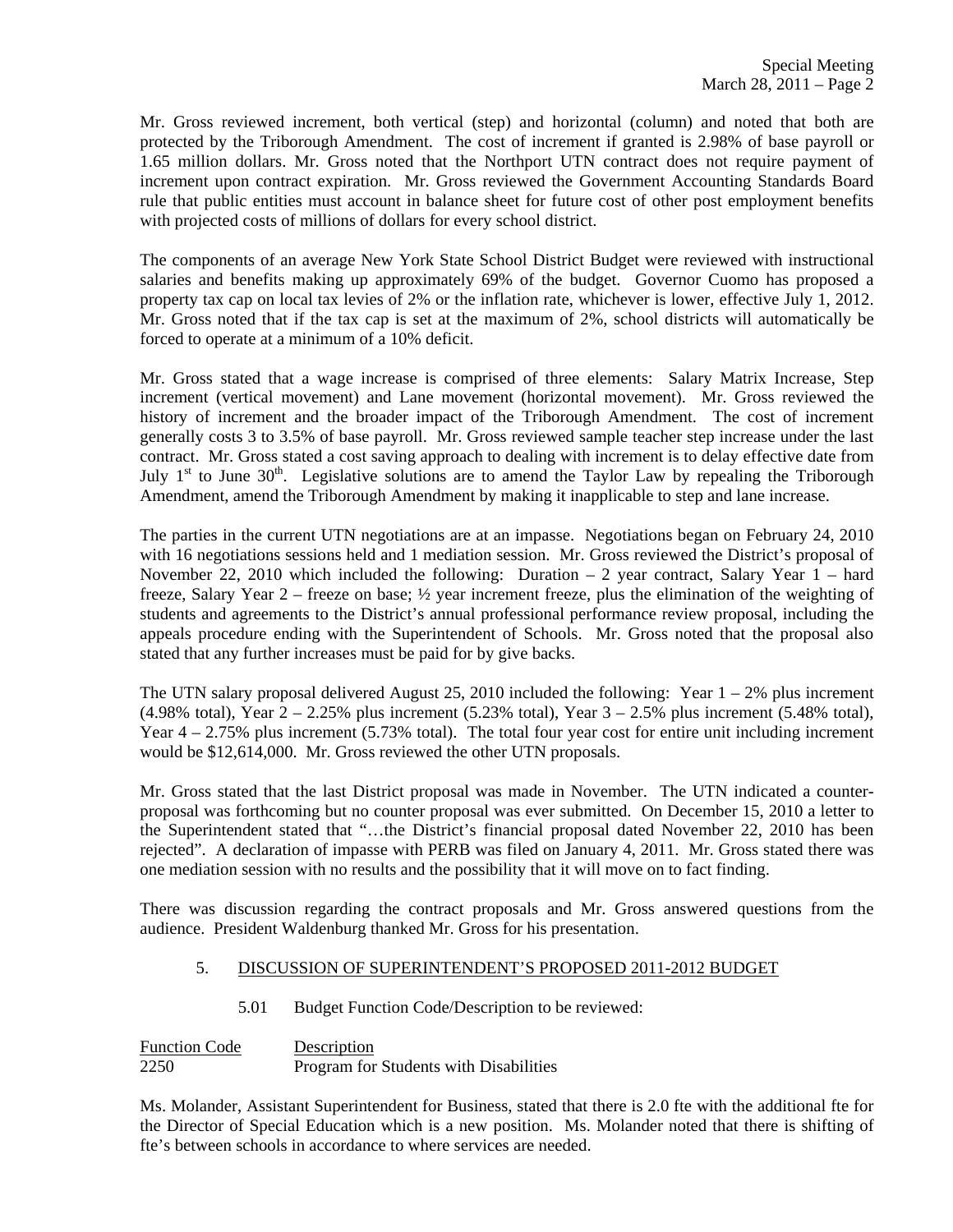Mr. Gross reviewed increment, both vertical (step) and horizontal (column) and noted that both are protected by the Triborough Amendment. The cost of increment if granted is 2.98% of base payroll or 1.65 million dollars. Mr. Gross noted that the Northport UTN contract does not require payment of increment upon contract expiration. Mr. Gross reviewed the Government Accounting Standards Board rule that public entities must account in balance sheet for future cost of other post employment benefits with projected costs of millions of dollars for every school district.

The components of an average New York State School District Budget were reviewed with instructional salaries and benefits making up approximately 69% of the budget. Governor Cuomo has proposed a property tax cap on local tax levies of 2% or the inflation rate, whichever is lower, effective July 1, 2012. Mr. Gross noted that if the tax cap is set at the maximum of 2%, school districts will automatically be forced to operate at a minimum of a 10% deficit.

Mr. Gross stated that a wage increase is comprised of three elements: Salary Matrix Increase, Step increment (vertical movement) and Lane movement (horizontal movement). Mr. Gross reviewed the history of increment and the broader impact of the Triborough Amendment. The cost of increment generally costs 3 to 3.5% of base payroll. Mr. Gross reviewed sample teacher step increase under the last contract. Mr. Gross stated a cost saving approach to dealing with increment is to delay effective date from July 1st to June 30th. Legislative solutions are to amend the Taylor Law by repealing the Triborough Amendment, amend the Triborough Amendment by making it inapplicable to step and lane increase.

The parties in the current UTN negotiations are at an impasse. Negotiations began on February 24, 2010 with 16 negotiations sessions held and 1 mediation session. Mr. Gross reviewed the District's proposal of November 22, 2010 which included the following: Duration – 2 year contract, Salary Year 1 – hard freeze, Salary Year 2 – freeze on base; ½ year increment freeze, plus the elimination of the weighting of students and agreements to the District's annual professional performance review proposal, including the appeals procedure ending with the Superintendent of Schools. Mr. Gross noted that the proposal also stated that any further increases must be paid for by give backs.

The UTN salary proposal delivered August 25, 2010 included the following: Year 1 – 2% plus increment (4.98% total), Year 2 – 2.25% plus increment (5.23% total), Year 3 – 2.5% plus increment (5.48% total), Year 4 – 2.75% plus increment (5.73% total). The total four year cost for entire unit including increment would be $12,614,000. Mr. Gross reviewed the other UTN proposals.

Mr. Gross stated that the last District proposal was made in November. The UTN indicated a counter-proposal was forthcoming but no counter proposal was ever submitted. On December 15, 2010 a letter to the Superintendent stated that "…the District's financial proposal dated November 22, 2010 has been rejected". A declaration of impasse with PERB was filed on January 4, 2011. Mr. Gross stated there was one mediation session with no results and the possibility that it will move on to fact finding.

There was discussion regarding the contract proposals and Mr. Gross answered questions from the audience. President Waldenburg thanked Mr. Gross for his presentation.

5. DISCUSSION OF SUPERINTENDENT'S PROPOSED 2011-2012 BUDGET

5.01 Budget Function Code/Description to be reviewed:

| Function Code | Description |
|---|---|
| 2250 | Program for Students with Disabilities |

Ms. Molander, Assistant Superintendent for Business, stated that there is 2.0 fte with the additional fte for the Director of Special Education which is a new position. Ms. Molander noted that there is shifting of fte's between schools in accordance to where services are needed.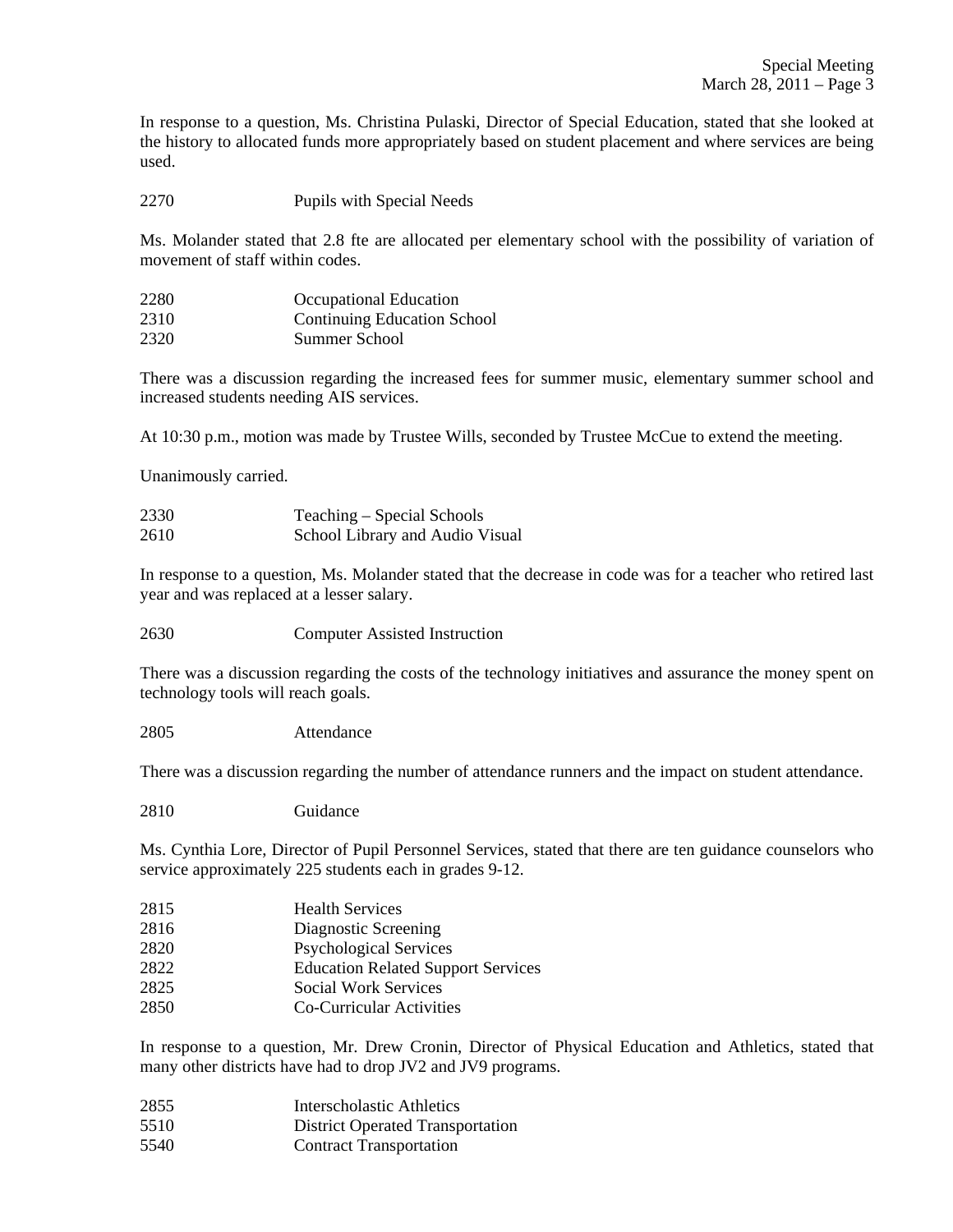In response to a question, Ms. Christina Pulaski, Director of Special Education, stated that she looked at the history to allocated funds more appropriately based on student placement and where services are being used.

2270 Pupils with Special Needs

Ms. Molander stated that 2.8 fte are allocated per elementary school with the possibility of variation of movement of staff within codes.

2280 Occupational Education
2310 Continuing Education School
2320 Summer School

There was a discussion regarding the increased fees for summer music, elementary summer school and increased students needing AIS services.

At 10:30 p.m., motion was made by Trustee Wills, seconded by Trustee McCue to extend the meeting.

Unanimously carried.

2330 Teaching – Special Schools
2610 School Library and Audio Visual

In response to a question, Ms. Molander stated that the decrease in code was for a teacher who retired last year and was replaced at a lesser salary.

2630 Computer Assisted Instruction

There was a discussion regarding the costs of the technology initiatives and assurance the money spent on technology tools will reach goals.

2805 Attendance

There was a discussion regarding the number of attendance runners and the impact on student attendance.

2810 Guidance

Ms. Cynthia Lore, Director of Pupil Personnel Services, stated that there are ten guidance counselors who service approximately 225 students each in grades 9-12.

2815 Health Services
2816 Diagnostic Screening
2820 Psychological Services
2822 Education Related Support Services
2825 Social Work Services
2850 Co-Curricular Activities

In response to a question, Mr. Drew Cronin, Director of Physical Education and Athletics, stated that many other districts have had to drop JV2 and JV9 programs.

2855 Interscholastic Athletics
5510 District Operated Transportation
5540 Contract Transportation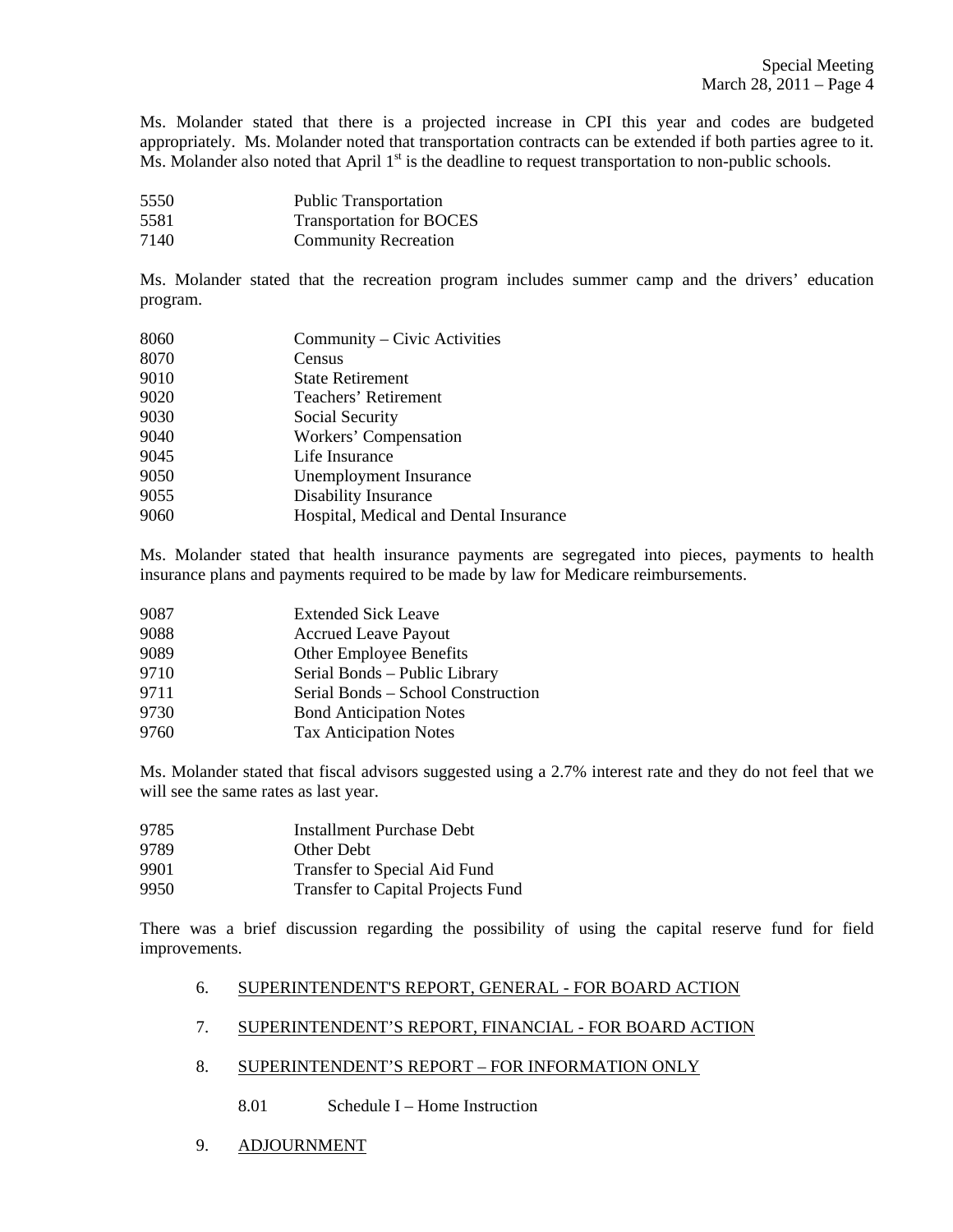Ms. Molander stated that there is a projected increase in CPI this year and codes are budgeted appropriately. Ms. Molander noted that transportation contracts can be extended if both parties agree to it. Ms. Molander also noted that April 1st is the deadline to request transportation to non-public schools.

| | |
|---|---|
| 5550 | Public Transportation |
| 5581 | Transportation for BOCES |
| 7140 | Community Recreation |

Ms. Molander stated that the recreation program includes summer camp and the drivers' education program.

| | |
|---|---|
| 8060 | Community – Civic Activities |
| 8070 | Census |
| 9010 | State Retirement |
| 9020 | Teachers' Retirement |
| 9030 | Social Security |
| 9040 | Workers' Compensation |
| 9045 | Life Insurance |
| 9050 | Unemployment Insurance |
| 9055 | Disability Insurance |
| 9060 | Hospital, Medical and Dental Insurance |

Ms. Molander stated that health insurance payments are segregated into pieces, payments to health insurance plans and payments required to be made by law for Medicare reimbursements.

| | |
|---|---|
| 9087 | Extended Sick Leave |
| 9088 | Accrued Leave Payout |
| 9089 | Other Employee Benefits |
| 9710 | Serial Bonds – Public Library |
| 9711 | Serial Bonds – School Construction |
| 9730 | Bond Anticipation Notes |
| 9760 | Tax Anticipation Notes |

Ms. Molander stated that fiscal advisors suggested using a 2.7% interest rate and they do not feel that we will see the same rates as last year.

| | |
|---|---|
| 9785 | Installment Purchase Debt |
| 9789 | Other Debt |
| 9901 | Transfer to Special Aid Fund |
| 9950 | Transfer to Capital Projects Fund |

There was a brief discussion regarding the possibility of using the capital reserve fund for field improvements.

6. SUPERINTENDENT'S REPORT, GENERAL - FOR BOARD ACTION

7. SUPERINTENDENT'S REPORT, FINANCIAL - FOR BOARD ACTION

8. SUPERINTENDENT'S REPORT – FOR INFORMATION ONLY

   8.01 Schedule I – Home Instruction

9. ADJOURNMENT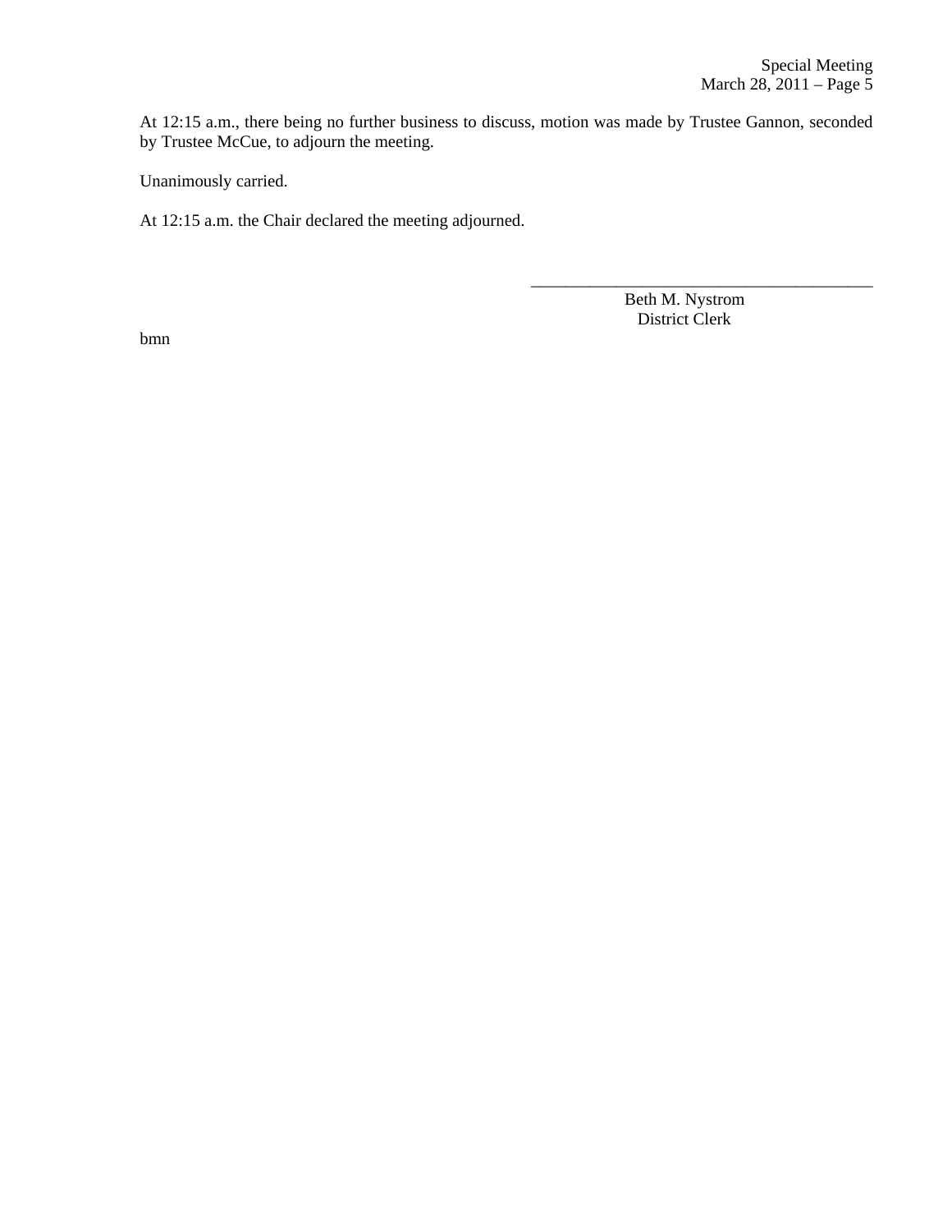At 12:15 a.m., there being no further business to discuss, motion was made by Trustee Gannon, seconded by Trustee McCue, to adjourn the meeting.

Unanimously carried.

At 12:15 a.m. the Chair declared the meeting adjourned.

\_\_\_\_\_\_\_\_\_\_\_\_\_\_\_\_\_\_\_\_\_\_\_\_\_\_\_\_\_\_\_\_\_\_\_\_\_\_\_\_

Beth M. Nystrom
District Clerk

bmn